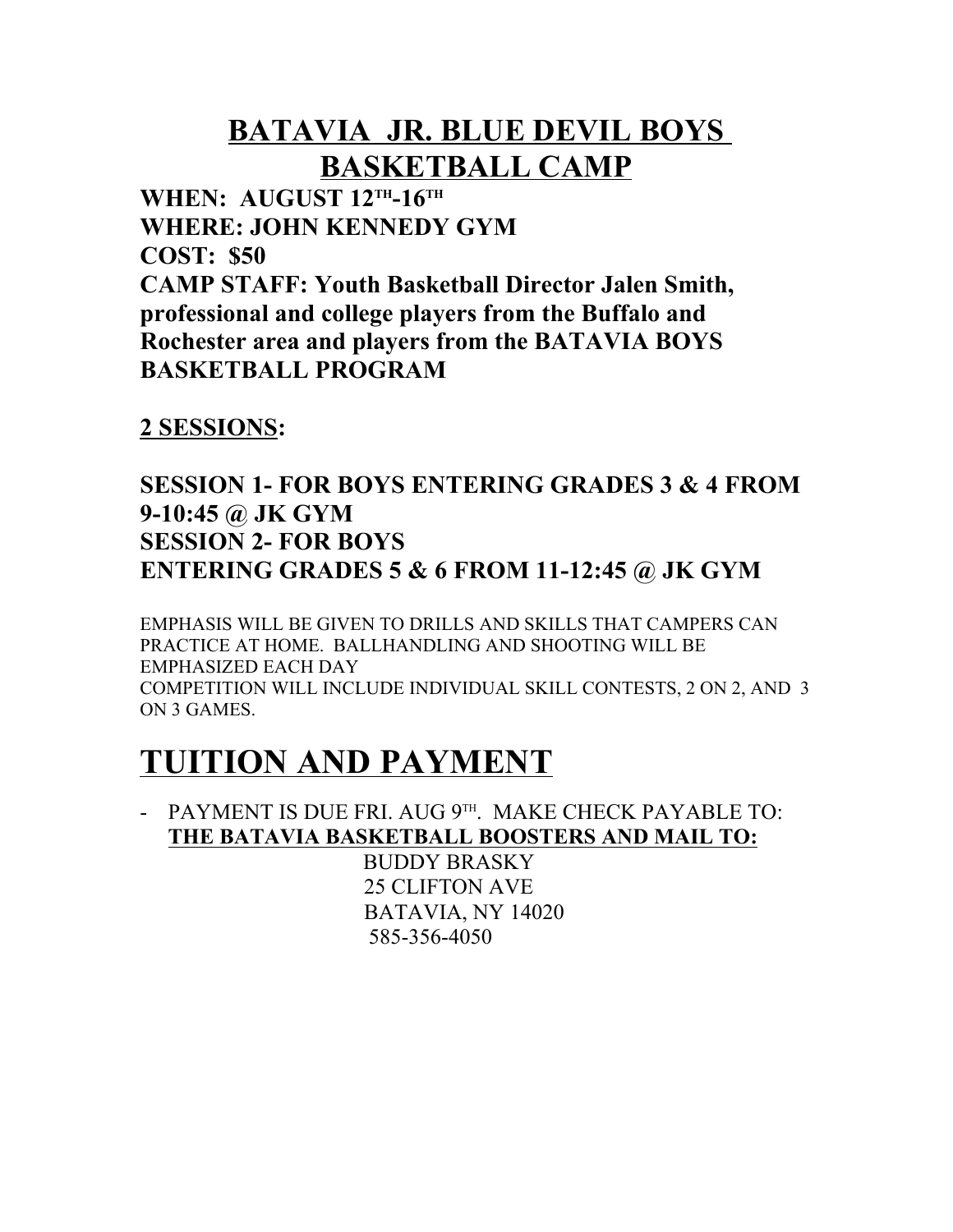# BATAVIA JR. BLUE DEVIL BOYS BASKETBALL CAMP

**WHEN: AUGUST 12TH-16TH**
**WHERE: JOHN KENNEDY GYM**
**COST: $50**
**CAMP STAFF: Youth Basketball Director Jalen Smith, professional and college players from the Buffalo and Rochester area and players from the BATAVIA BOYS BASKETBALL PROGRAM**

**2 SESSIONS:**

**SESSION 1- FOR BOYS ENTERING GRADES 3 & 4 FROM 9-10:45 @ JK GYM**
**SESSION 2- FOR BOYS ENTERING GRADES 5 & 6 FROM 11-12:45 @ JK GYM**

EMPHASIS WILL BE GIVEN TO DRILLS AND SKILLS THAT CAMPERS CAN PRACTICE AT HOME. BALLHANDLING AND SHOOTING WILL BE EMPHASIZED EACH DAY
COMPETITION WILL INCLUDE INDIVIDUAL SKILL CONTESTS, 2 ON 2, AND 3 ON 3 GAMES.

# TUITION AND PAYMENT

- PAYMENT IS DUE FRI. AUG 9TH. MAKE CHECK PAYABLE TO: **THE BATAVIA BASKETBALL BOOSTERS AND MAIL TO:**

  BUDDY BRASKY
  25 CLIFTON AVE
  BATAVIA, NY 14020
  585-356-4050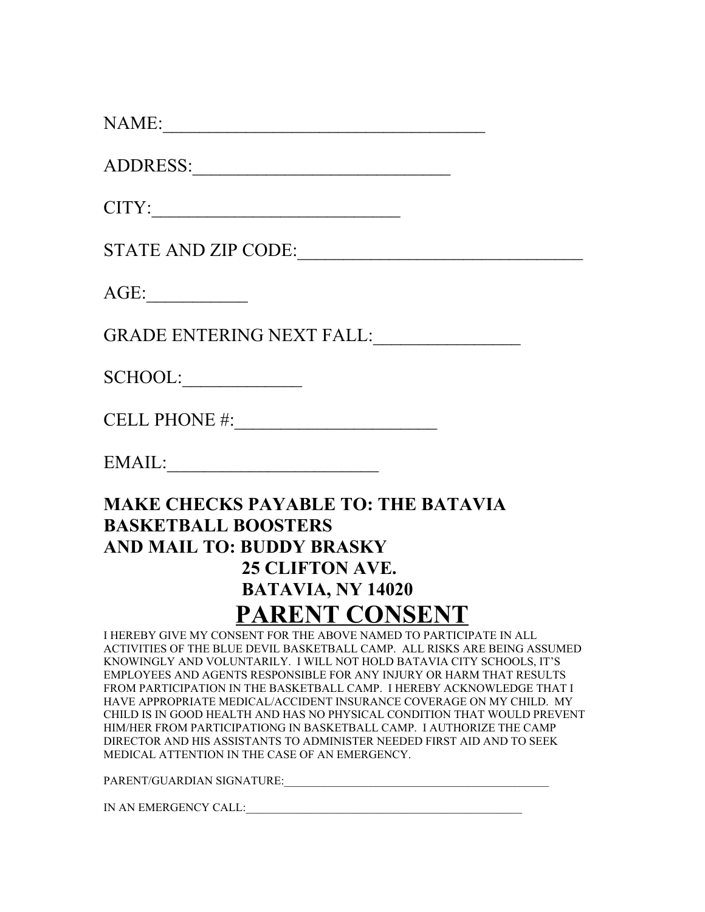NAME:\_\_\_\_\_\_\_\_\_\_\_\_\_\_\_\_\_\_\_\_\_\_\_\_\_\_\_\_\_\_\_\_\_\_\_\_

ADDRESS:\_\_\_\_\_\_\_\_\_\_\_\_\_\_\_\_\_\_\_\_\_\_\_\_\_\_\_\_\_

CITY:\_\_\_\_\_\_\_\_\_\_\_\_\_\_\_\_\_\_\_\_\_\_\_\_\_\_\_\_

STATE AND ZIP CODE:\_\_\_\_\_\_\_\_\_\_\_\_\_\_\_\_\_\_\_\_\_\_\_\_\_\_\_\_\_\_\_\_

AGE:\_\_\_\_\_\_\_\_\_\_\_

GRADE ENTERING NEXT FALL:\_\_\_\_\_\_\_\_\_\_\_\_\_\_\_\_

SCHOOL:\_\_\_\_\_\_\_\_\_\_\_\_\_

CELL PHONE #:\_\_\_\_\_\_\_\_\_\_\_\_\_\_\_\_\_\_\_\_\_\_

EMAIL:\_\_\_\_\_\_\_\_\_\_\_\_\_\_\_\_\_\_\_\_\_\_\_\_

**MAKE CHECKS PAYABLE TO: THE BATAVIA BASKETBALL BOOSTERS**
**AND MAIL TO: BUDDY BRASKY**
**25 CLIFTON AVE.**
**BATAVIA, NY 14020**

# PARENT CONSENT

I HEREBY GIVE MY CONSENT FOR THE ABOVE NAMED TO PARTICIPATE IN ALL ACTIVITIES OF THE BLUE DEVIL BASKETBALL CAMP. ALL RISKS ARE BEING ASSUMED KNOWINGLY AND VOLUNTARILY. I WILL NOT HOLD BATAVIA CITY SCHOOLS, IT'S EMPLOYEES AND AGENTS RESPONSIBLE FOR ANY INJURY OR HARM THAT RESULTS FROM PARTICIPATION IN THE BASKETBALL CAMP. I HEREBY ACKNOWLEDGE THAT I HAVE APPROPRIATE MEDICAL/ACCIDENT INSURANCE COVERAGE ON MY CHILD. MY CHILD IS IN GOOD HEALTH AND HAS NO PHYSICAL CONDITION THAT WOULD PREVENT HIM/HER FROM PARTICIPATIONG IN BASKETBALL CAMP. I AUTHORIZE THE CAMP DIRECTOR AND HIS ASSISTANTS TO ADMINISTER NEEDED FIRST AID AND TO SEEK MEDICAL ATTENTION IN THE CASE OF AN EMERGENCY.

PARENT/GUARDIAN SIGNATURE:\_\_\_\_\_\_\_\_\_\_\_\_\_\_\_\_\_\_\_\_\_\_\_\_\_\_\_\_\_\_\_\_\_\_\_\_\_\_\_\_\_\_\_\_\_\_

IN AN EMERGENCY CALL:\_\_\_\_\_\_\_\_\_\_\_\_\_\_\_\_\_\_\_\_\_\_\_\_\_\_\_\_\_\_\_\_\_\_\_\_\_\_\_\_\_\_\_\_\_\_\_\_